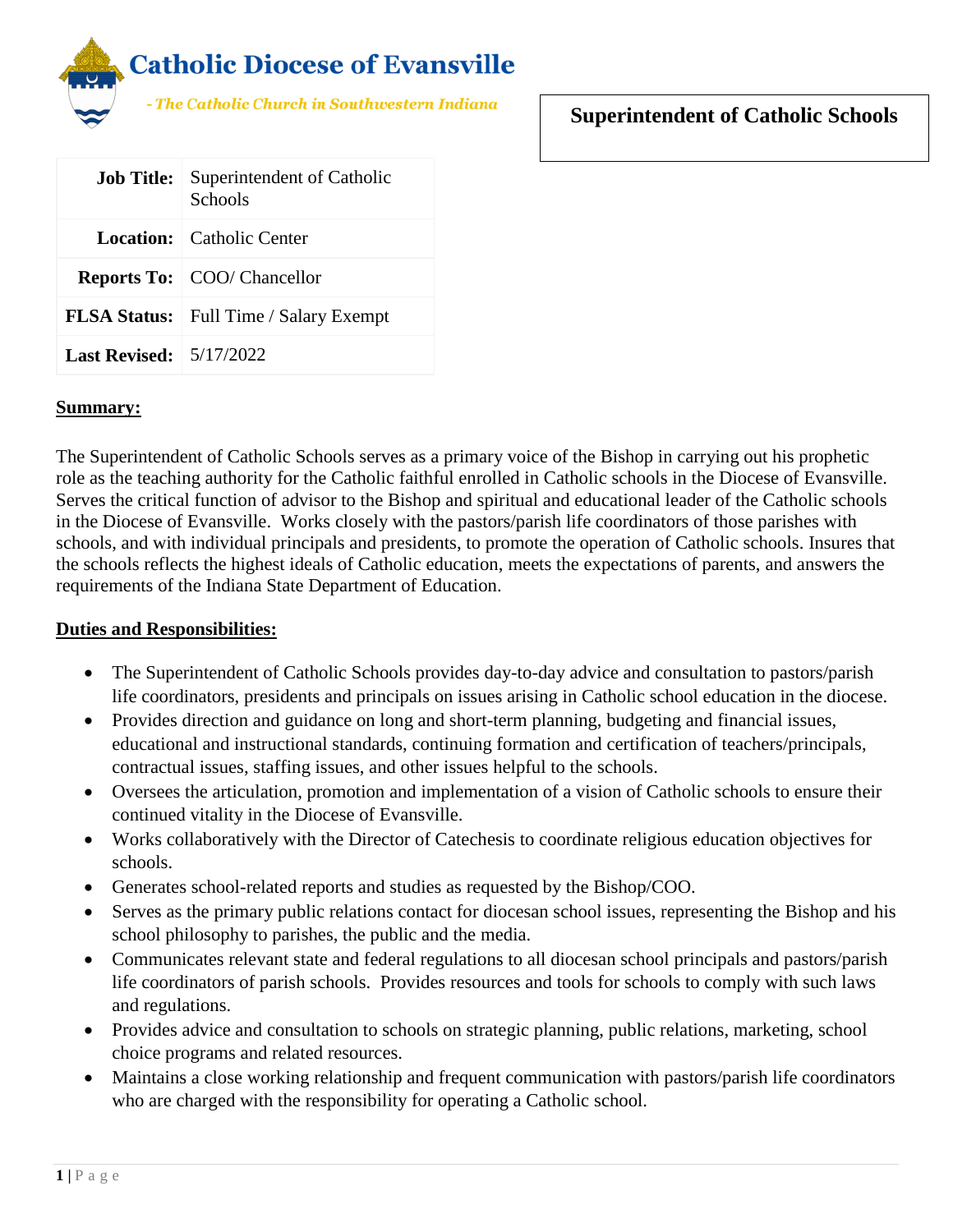# Catholic Diocese of Evansville

*- The Catholic Church in Southwestern Indiana*

## Superintendent of Catholic Schools

| | |
|---|---|
| **Job Title:** | Superintendent of Catholic Schools |
| **Location:** | Catholic Center |
| **Reports To:** | COO/ Chancellor |
| **FLSA Status:** | Full Time / Salary Exempt |
| **Last Revised:** | 5/17/2022 |

**Summary:**

The Superintendent of Catholic Schools serves as a primary voice of the Bishop in carrying out his prophetic role as the teaching authority for the Catholic faithful enrolled in Catholic schools in the Diocese of Evansville. Serves the critical function of advisor to the Bishop and spiritual and educational leader of the Catholic schools in the Diocese of Evansville. Works closely with the pastors/parish life coordinators of those parishes with schools, and with individual principals and presidents, to promote the operation of Catholic schools. Insures that the schools reflects the highest ideals of Catholic education, meets the expectations of parents, and answers the requirements of the Indiana State Department of Education.

**Duties and Responsibilities:**

- The Superintendent of Catholic Schools provides day-to-day advice and consultation to pastors/parish life coordinators, presidents and principals on issues arising in Catholic school education in the diocese.
- Provides direction and guidance on long and short-term planning, budgeting and financial issues, educational and instructional standards, continuing formation and certification of teachers/principals, contractual issues, staffing issues, and other issues helpful to the schools.
- Oversees the articulation, promotion and implementation of a vision of Catholic schools to ensure their continued vitality in the Diocese of Evansville.
- Works collaboratively with the Director of Catechesis to coordinate religious education objectives for schools.
- Generates school-related reports and studies as requested by the Bishop/COO.
- Serves as the primary public relations contact for diocesan school issues, representing the Bishop and his school philosophy to parishes, the public and the media.
- Communicates relevant state and federal regulations to all diocesan school principals and pastors/parish life coordinators of parish schools. Provides resources and tools for schools to comply with such laws and regulations.
- Provides advice and consultation to schools on strategic planning, public relations, marketing, school choice programs and related resources.
- Maintains a close working relationship and frequent communication with pastors/parish life coordinators who are charged with the responsibility for operating a Catholic school.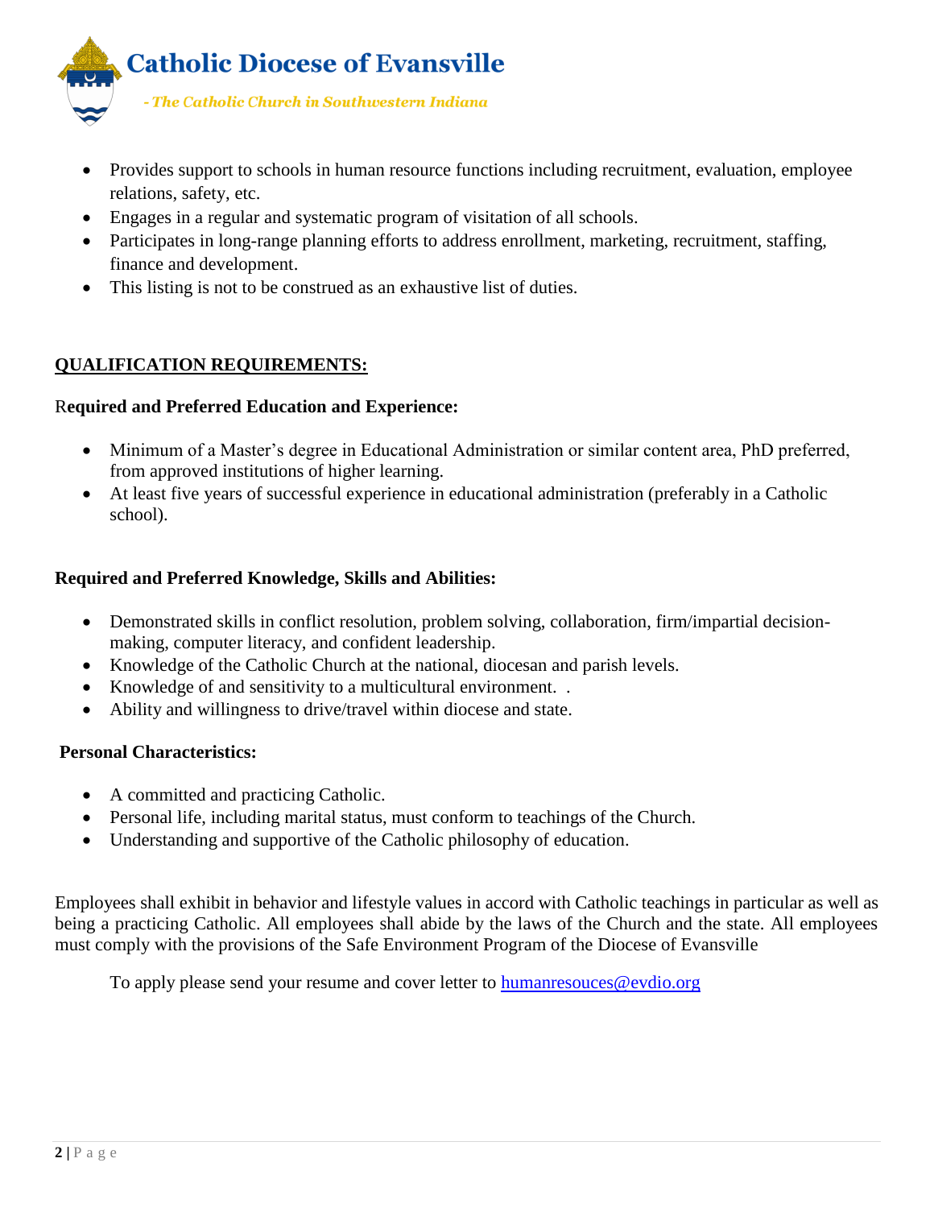- Provides support to schools in human resource functions including recruitment, evaluation, employee relations, safety, etc.
- Engages in a regular and systematic program of visitation of all schools.
- Participates in long-range planning efforts to address enrollment, marketing, recruitment, staffing, finance and development.
- This listing is not to be construed as an exhaustive list of duties.

## QUALIFICATION REQUIREMENTS:

### Required and Preferred Education and Experience:

- Minimum of a Master's degree in Educational Administration or similar content area, PhD preferred, from approved institutions of higher learning.
- At least five years of successful experience in educational administration (preferably in a Catholic school).

### Required and Preferred Knowledge, Skills and Abilities:

- Demonstrated skills in conflict resolution, problem solving, collaboration, firm/impartial decision-making, computer literacy, and confident leadership.
- Knowledge of the Catholic Church at the national, diocesan and parish levels.
- Knowledge of and sensitivity to a multicultural environment. .
- Ability and willingness to drive/travel within diocese and state.

### Personal Characteristics:

- A committed and practicing Catholic.
- Personal life, including marital status, must conform to teachings of the Church.
- Understanding and supportive of the Catholic philosophy of education.

Employees shall exhibit in behavior and lifestyle values in accord with Catholic teachings in particular as well as being a practicing Catholic. All employees shall abide by the laws of the Church and the state. All employees must comply with the provisions of the Safe Environment Program of the Diocese of Evansville

To apply please send your resume and cover letter to humanresouces@evdio.org